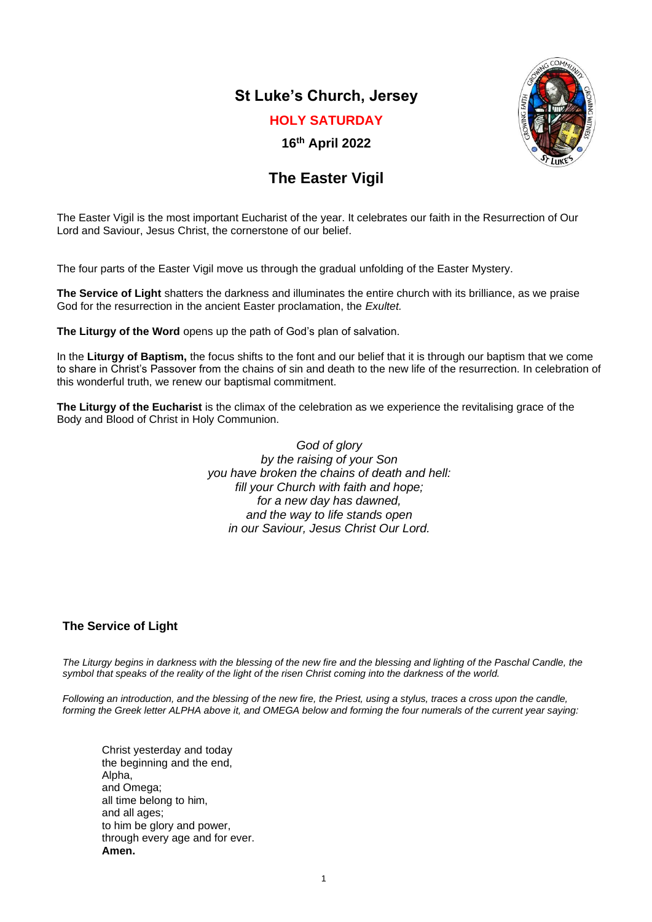# St Luke's Church, Jersey

**HOLY SATURDAY**

**16th April 2022**

## The Easter Vigil

The Easter Vigil is the most important Eucharist of the year. It celebrates our faith in the Resurrection of Our Lord and Saviour, Jesus Christ, the cornerstone of our belief.

The four parts of the Easter Vigil move us through the gradual unfolding of the Easter Mystery.

**The Service of Light** shatters the darkness and illuminates the entire church with its brilliance, as we praise God for the resurrection in the ancient Easter proclamation, the *Exultet.*

**The Liturgy of the Word** opens up the path of God's plan of salvation.

In the **Liturgy of Baptism,** the focus shifts to the font and our belief that it is through our baptism that we come to share in Christ's Passover from the chains of sin and death to the new life of the resurrection. In celebration of this wonderful truth, we renew our baptismal commitment.

**The Liturgy of the Eucharist** is the climax of the celebration as we experience the revitalising grace of the Body and Blood of Christ in Holy Communion.

*God of glory*
*by the raising of your Son*
*you have broken the chains of death and hell:*
*fill your Church with faith and hope;*
*for a new day has dawned,*
*and the way to life stands open*
*in our Saviour, Jesus Christ Our Lord.*

### The Service of Light

*The Liturgy begins in darkness with the blessing of the new fire and the blessing and lighting of the Paschal Candle, the symbol that speaks of the reality of the light of the risen Christ coming into the darkness of the world.*

*Following an introduction, and the blessing of the new fire, the Priest, using a stylus, traces a cross upon the candle, forming the Greek letter ALPHA above it, and OMEGA below and forming the four numerals of the current year saying:*

Christ yesterday and today
the beginning and the end,
Alpha,
and Omega;
all time belong to him,
and all ages;
to him be glory and power,
through every age and for ever.
**Amen.**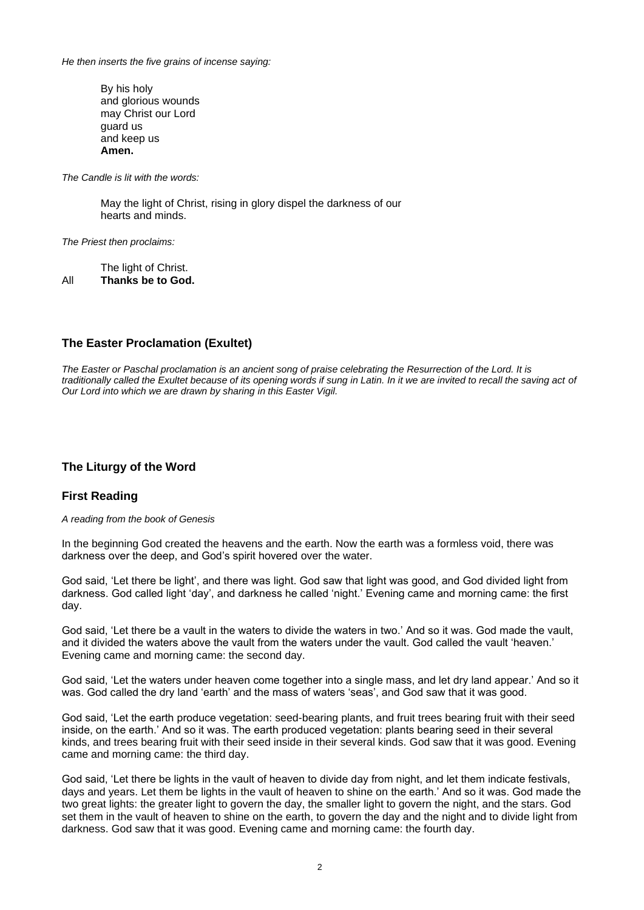*He then inserts the five grains of incense saying:*

By his holy
and glorious wounds
may Christ our Lord
guard us
and keep us
**Amen.**

*The Candle is lit with the words:*

May the light of Christ, rising in glory dispel the darkness of our hearts and minds.

*The Priest then proclaims:*

The light of Christ.
All **Thanks be to God.**

## The Easter Proclamation (Exultet)

*The Easter or Paschal proclamation is an ancient song of praise celebrating the Resurrection of the Lord. It is traditionally called the Exultet because of its opening words if sung in Latin. In it we are invited to recall the saving act of Our Lord into which we are drawn by sharing in this Easter Vigil.*

## The Liturgy of the Word

## First Reading

*A reading from the book of Genesis*

In the beginning God created the heavens and the earth. Now the earth was a formless void, there was darkness over the deep, and God's spirit hovered over the water.

God said, 'Let there be light', and there was light. God saw that light was good, and God divided light from darkness. God called light 'day', and darkness he called 'night.' Evening came and morning came: the first day.

God said, 'Let there be a vault in the waters to divide the waters in two.' And so it was. God made the vault, and it divided the waters above the vault from the waters under the vault. God called the vault 'heaven.' Evening came and morning came: the second day.

God said, 'Let the waters under heaven come together into a single mass, and let dry land appear.' And so it was. God called the dry land 'earth' and the mass of waters 'seas', and God saw that it was good.

God said, 'Let the earth produce vegetation: seed-bearing plants, and fruit trees bearing fruit with their seed inside, on the earth.' And so it was. The earth produced vegetation: plants bearing seed in their several kinds, and trees bearing fruit with their seed inside in their several kinds. God saw that it was good. Evening came and morning came: the third day.

God said, 'Let there be lights in the vault of heaven to divide day from night, and let them indicate festivals, days and years. Let them be lights in the vault of heaven to shine on the earth.' And so it was. God made the two great lights: the greater light to govern the day, the smaller light to govern the night, and the stars. God set them in the vault of heaven to shine on the earth, to govern the day and the night and to divide light from darkness. God saw that it was good. Evening came and morning came: the fourth day.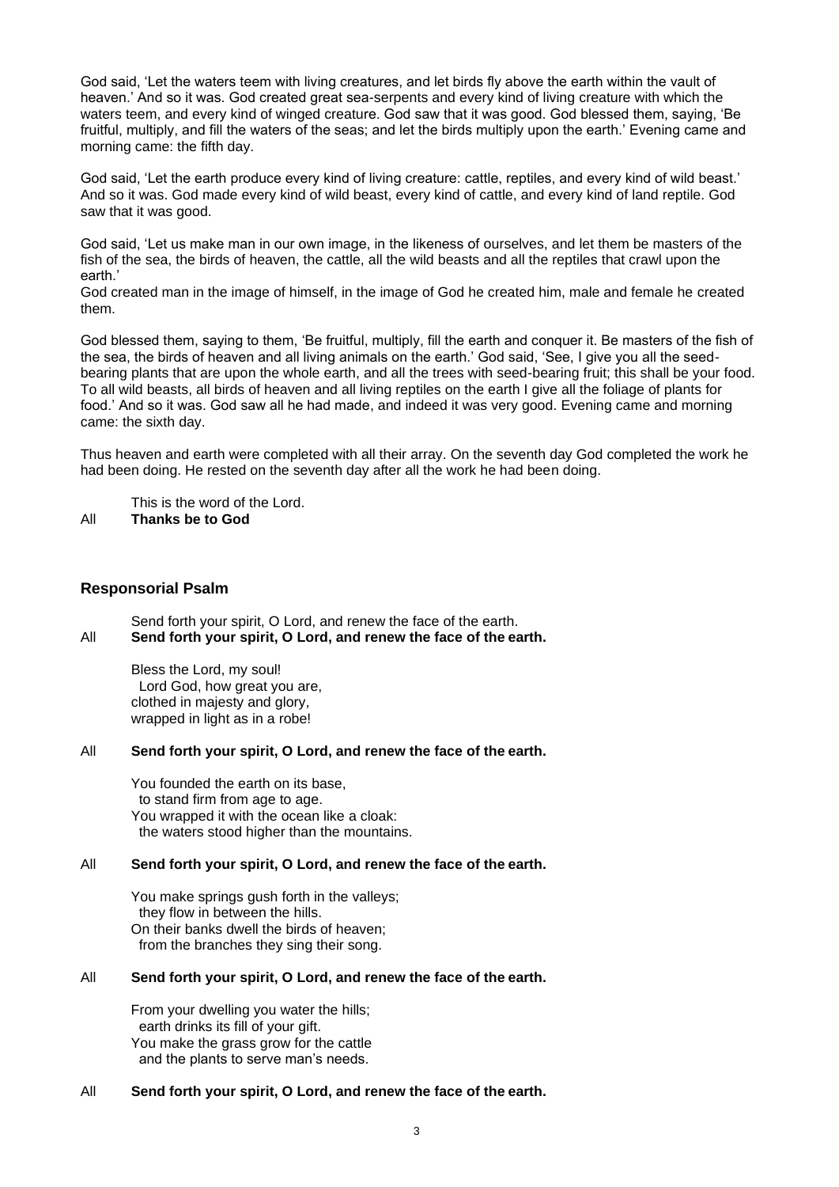God said, 'Let the waters teem with living creatures, and let birds fly above the earth within the vault of heaven.' And so it was. God created great sea-serpents and every kind of living creature with which the waters teem, and every kind of winged creature. God saw that it was good. God blessed them, saying, 'Be fruitful, multiply, and fill the waters of the seas; and let the birds multiply upon the earth.' Evening came and morning came: the fifth day.

God said, 'Let the earth produce every kind of living creature: cattle, reptiles, and every kind of wild beast.' And so it was. God made every kind of wild beast, every kind of cattle, and every kind of land reptile. God saw that it was good.

God said, 'Let us make man in our own image, in the likeness of ourselves, and let them be masters of the fish of the sea, the birds of heaven, the cattle, all the wild beasts and all the reptiles that crawl upon the earth.'
God created man in the image of himself, in the image of God he created him, male and female he created them.

God blessed them, saying to them, 'Be fruitful, multiply, fill the earth and conquer it. Be masters of the fish of the sea, the birds of heaven and all living animals on the earth.' God said, 'See, I give you all the seed-bearing plants that are upon the whole earth, and all the trees with seed-bearing fruit; this shall be your food. To all wild beasts, all birds of heaven and all living reptiles on the earth I give all the foliage of plants for food.' And so it was. God saw all he had made, and indeed it was very good. Evening came and morning came: the sixth day.

Thus heaven and earth were completed with all their array. On the seventh day God completed the work he had been doing. He rested on the seventh day after all the work he had been doing.

This is the word of the Lord.
All **Thanks be to God**

## Responsorial Psalm

Send forth your spirit, O Lord, and renew the face of the earth.
All **Send forth your spirit, O Lord, and renew the face of the earth.**

Bless the Lord, my soul!
Lord God, how great you are,
clothed in majesty and glory,
wrapped in light as in a robe!

All **Send forth your spirit, O Lord, and renew the face of the earth.**

You founded the earth on its base,
to stand firm from age to age.
You wrapped it with the ocean like a cloak:
the waters stood higher than the mountains.

All **Send forth your spirit, O Lord, and renew the face of the earth.**

You make springs gush forth in the valleys;
they flow in between the hills.
On their banks dwell the birds of heaven;
from the branches they sing their song.

All **Send forth your spirit, O Lord, and renew the face of the earth.**

From your dwelling you water the hills;
earth drinks its fill of your gift.
You make the grass grow for the cattle
and the plants to serve man's needs.

All **Send forth your spirit, O Lord, and renew the face of the earth.**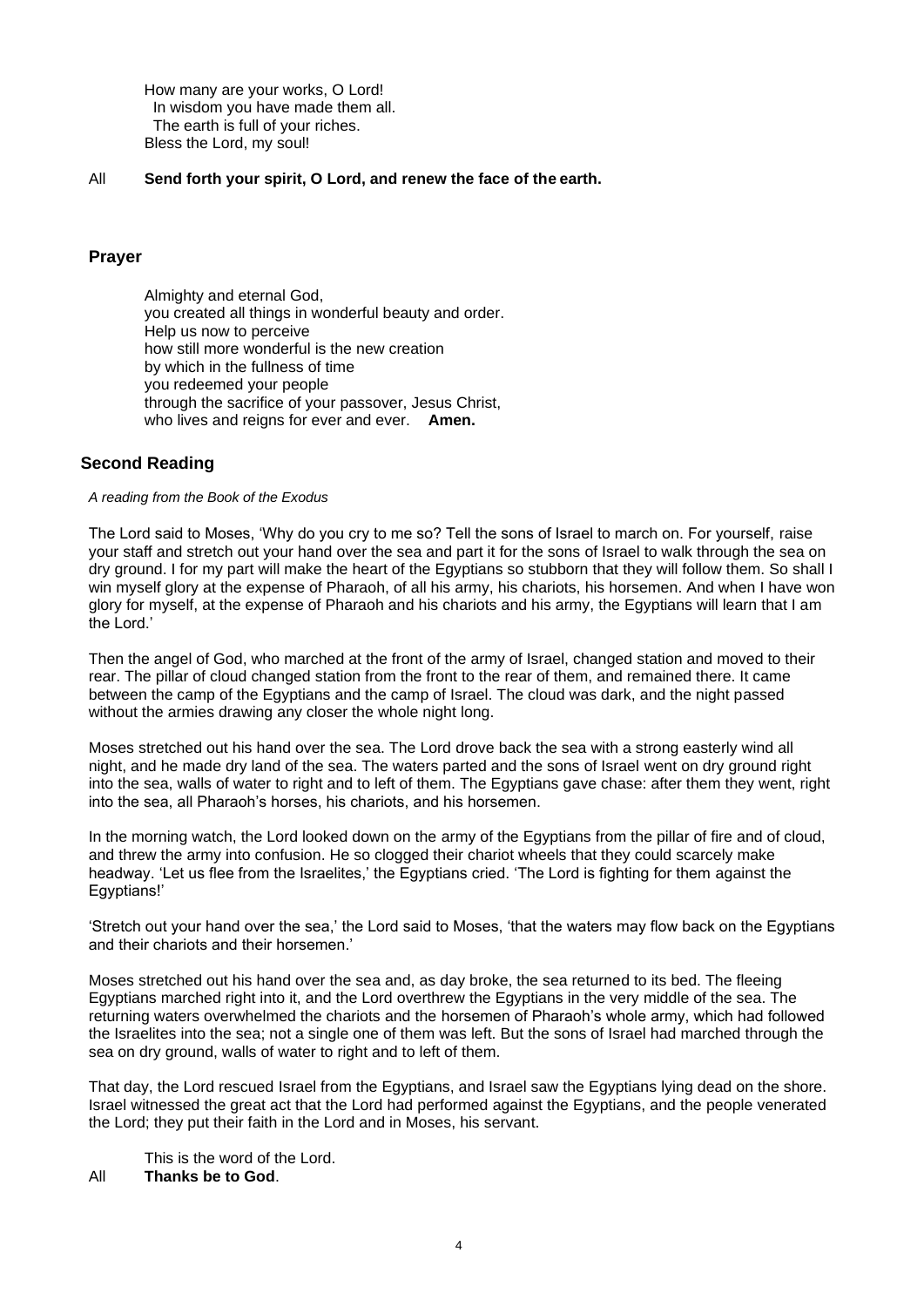How many are your works, O Lord!
  In wisdom you have made them all.
  The earth is full of your riches.
Bless the Lord, my soul!

All **Send forth your spirit, O Lord, and renew the face of the earth.**

## Prayer

Almighty and eternal God,
you created all things in wonderful beauty and order.
Help us now to perceive
how still more wonderful is the new creation
by which in the fullness of time
you redeemed your people
through the sacrifice of your passover, Jesus Christ,
who lives and reigns for ever and ever. **Amen.**

## Second Reading

*A reading from the Book of the Exodus*

The Lord said to Moses, 'Why do you cry to me so? Tell the sons of Israel to march on. For yourself, raise your staff and stretch out your hand over the sea and part it for the sons of Israel to walk through the sea on dry ground. I for my part will make the heart of the Egyptians so stubborn that they will follow them. So shall I win myself glory at the expense of Pharaoh, of all his army, his chariots, his horsemen. And when I have won glory for myself, at the expense of Pharaoh and his chariots and his army, the Egyptians will learn that I am the Lord.'

Then the angel of God, who marched at the front of the army of Israel, changed station and moved to their rear. The pillar of cloud changed station from the front to the rear of them, and remained there. It came between the camp of the Egyptians and the camp of Israel. The cloud was dark, and the night passed without the armies drawing any closer the whole night long.

Moses stretched out his hand over the sea. The Lord drove back the sea with a strong easterly wind all night, and he made dry land of the sea. The waters parted and the sons of Israel went on dry ground right into the sea, walls of water to right and to left of them. The Egyptians gave chase: after them they went, right into the sea, all Pharaoh's horses, his chariots, and his horsemen.

In the morning watch, the Lord looked down on the army of the Egyptians from the pillar of fire and of cloud, and threw the army into confusion. He so clogged their chariot wheels that they could scarcely make headway. 'Let us flee from the Israelites,' the Egyptians cried. 'The Lord is fighting for them against the Egyptians!'

'Stretch out your hand over the sea,' the Lord said to Moses, 'that the waters may flow back on the Egyptians and their chariots and their horsemen.'

Moses stretched out his hand over the sea and, as day broke, the sea returned to its bed. The fleeing Egyptians marched right into it, and the Lord overthrew the Egyptians in the very middle of the sea. The returning waters overwhelmed the chariots and the horsemen of Pharaoh's whole army, which had followed the Israelites into the sea; not a single one of them was left. But the sons of Israel had marched through the sea on dry ground, walls of water to right and to left of them.

That day, the Lord rescued Israel from the Egyptians, and Israel saw the Egyptians lying dead on the shore. Israel witnessed the great act that the Lord had performed against the Egyptians, and the people venerated the Lord; they put their faith in the Lord and in Moses, his servant.

This is the word of the Lord.
All **Thanks be to God**.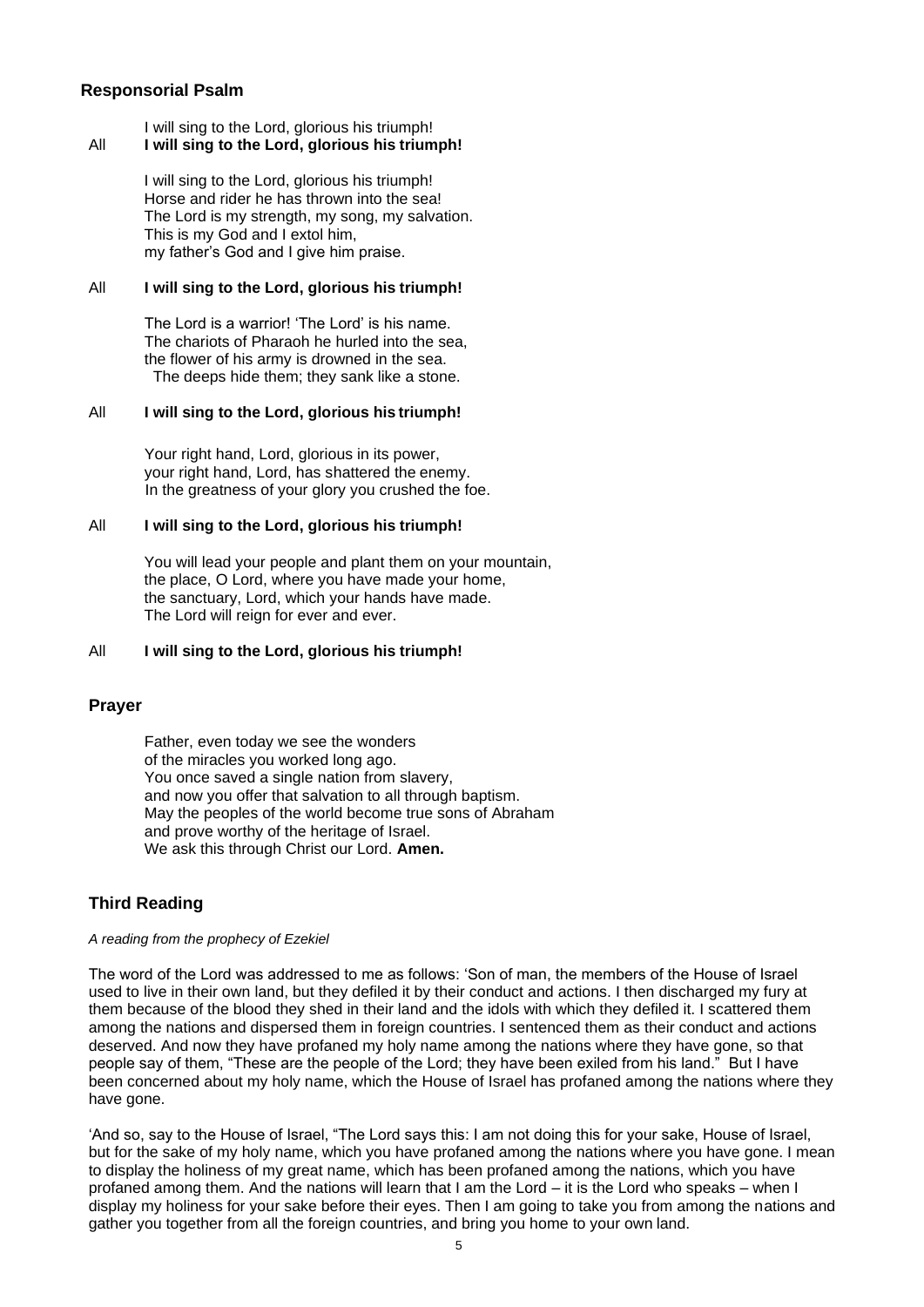## Responsorial Psalm

I will sing to the Lord, glorious his triumph!

All **I will sing to the Lord, glorious his triumph!**

I will sing to the Lord, glorious his triumph!
Horse and rider he has thrown into the sea!
The Lord is my strength, my song, my salvation.
This is my God and I extol him,
my father's God and I give him praise.

All **I will sing to the Lord, glorious his triumph!**

The Lord is a warrior! 'The Lord' is his name.
The chariots of Pharaoh he hurled into the sea,
the flower of his army is drowned in the sea.
The deeps hide them; they sank like a stone.

All **I will sing to the Lord, glorious his triumph!**

Your right hand, Lord, glorious in its power,
your right hand, Lord, has shattered the enemy.
In the greatness of your glory you crushed the foe.

All **I will sing to the Lord, glorious his triumph!**

You will lead your people and plant them on your mountain,
the place, O Lord, where you have made your home,
the sanctuary, Lord, which your hands have made.
The Lord will reign for ever and ever.

All **I will sing to the Lord, glorious his triumph!**

## Prayer

Father, even today we see the wonders
of the miracles you worked long ago.
You once saved a single nation from slavery,
and now you offer that salvation to all through baptism.
May the peoples of the world become true sons of Abraham
and prove worthy of the heritage of Israel.
We ask this through Christ our Lord. **Amen.**

## Third Reading

*A reading from the prophecy of Ezekiel*

The word of the Lord was addressed to me as follows: 'Son of man, the members of the House of Israel used to live in their own land, but they defiled it by their conduct and actions. I then discharged my fury at them because of the blood they shed in their land and the idols with which they defiled it. I scattered them among the nations and dispersed them in foreign countries. I sentenced them as their conduct and actions deserved. And now they have profaned my holy name among the nations where they have gone, so that people say of them, "These are the people of the Lord; they have been exiled from his land." But I have been concerned about my holy name, which the House of Israel has profaned among the nations where they have gone.

'And so, say to the House of Israel, "The Lord says this: I am not doing this for your sake, House of Israel, but for the sake of my holy name, which you have profaned among the nations where you have gone. I mean to display the holiness of my great name, which has been profaned among the nations, which you have profaned among them. And the nations will learn that I am the Lord – it is the Lord who speaks – when I display my holiness for your sake before their eyes. Then I am going to take you from among the nations and gather you together from all the foreign countries, and bring you home to your own land.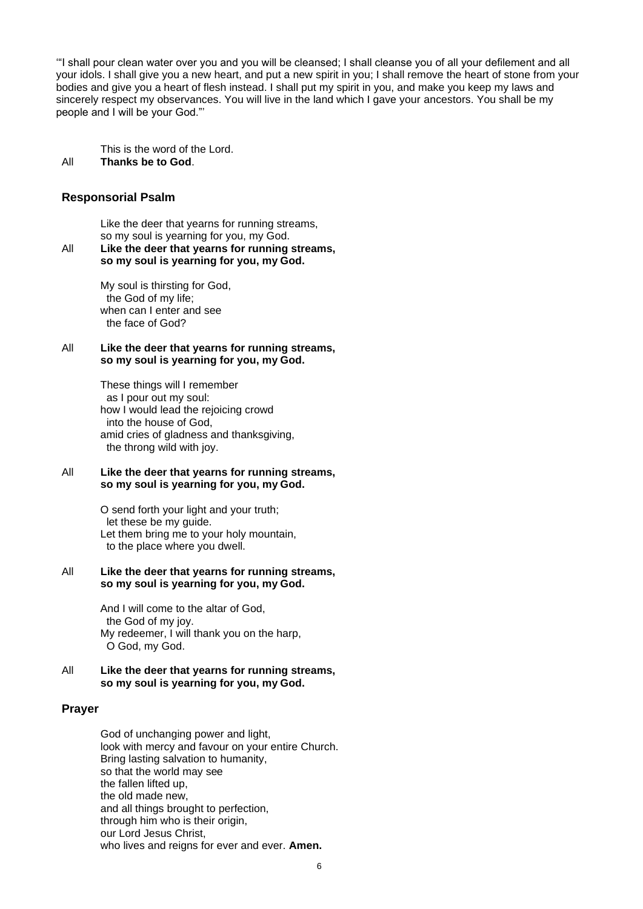'"I shall pour clean water over you and you will be cleansed; I shall cleanse you of all your defilement and all your idols. I shall give you a new heart, and put a new spirit in you; I shall remove the heart of stone from your bodies and give you a heart of flesh instead. I shall put my spirit in you, and make you keep my laws and sincerely respect my observances. You will live in the land which I gave your ancestors. You shall be my people and I will be your God."'

This is the word of the Lord.
All **Thanks be to God**.

## Responsorial Psalm

Like the deer that yearns for running streams,
so my soul is yearning for you, my God.
All **Like the deer that yearns for running streams,**
**so my soul is yearning for you, my God.**

My soul is thirsting for God,
the God of my life;
when can I enter and see
the face of God?

All **Like the deer that yearns for running streams,**
**so my soul is yearning for you, my God.**

These things will I remember
as I pour out my soul:
how I would lead the rejoicing crowd
into the house of God,
amid cries of gladness and thanksgiving,
the throng wild with joy.

All **Like the deer that yearns for running streams,**
**so my soul is yearning for you, my God.**

O send forth your light and your truth;
let these be my guide.
Let them bring me to your holy mountain,
to the place where you dwell.

All **Like the deer that yearns for running streams,**
**so my soul is yearning for you, my God.**

And I will come to the altar of God,
the God of my joy.
My redeemer, I will thank you on the harp,
O God, my God.

All **Like the deer that yearns for running streams,**
**so my soul is yearning for you, my God.**

## Prayer

God of unchanging power and light,
look with mercy and favour on your entire Church.
Bring lasting salvation to humanity,
so that the world may see
the fallen lifted up,
the old made new,
and all things brought to perfection,
through him who is their origin,
our Lord Jesus Christ,
who lives and reigns for ever and ever. **Amen.**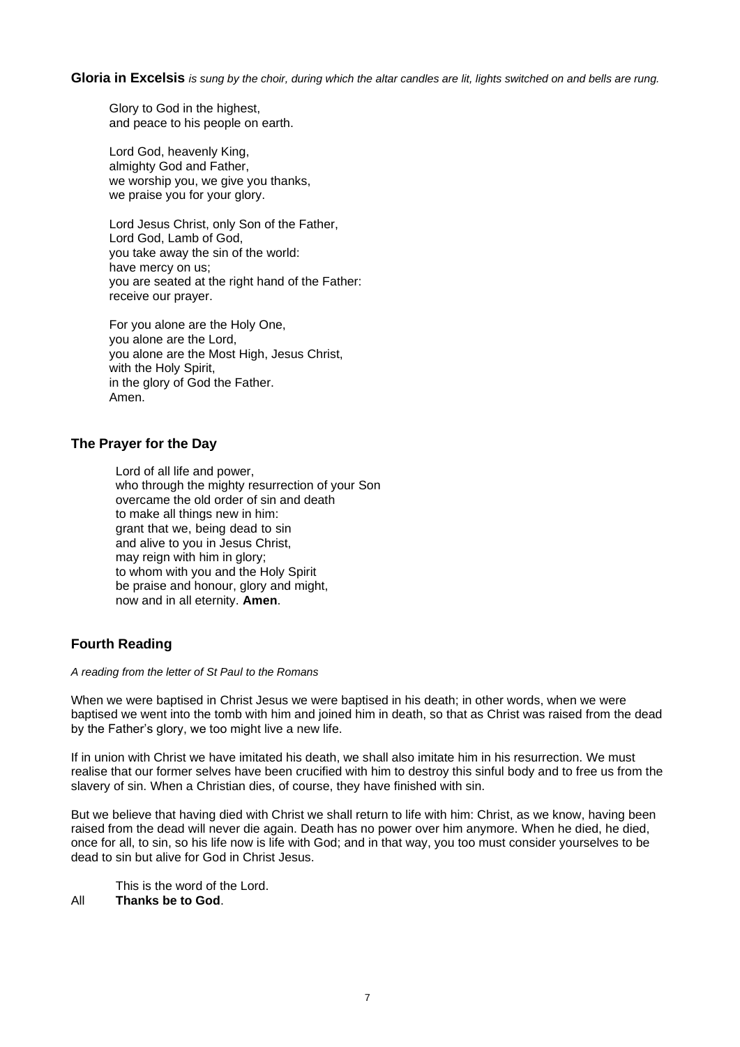**Gloria in Excelsis** *is sung by the choir, during which the altar candles are lit, lights switched on and bells are rung.*

Glory to God in the highest,  
and peace to his people on earth.

Lord God, heavenly King,  
almighty God and Father,  
we worship you, we give you thanks,  
we praise you for your glory.

Lord Jesus Christ, only Son of the Father,  
Lord God, Lamb of God,  
you take away the sin of the world:  
have mercy on us;  
you are seated at the right hand of the Father:  
receive our prayer.

For you alone are the Holy One,  
you alone are the Lord,  
you alone are the Most High, Jesus Christ,  
with the Holy Spirit,  
in the glory of God the Father.  
Amen.

## The Prayer for the Day

Lord of all life and power,  
who through the mighty resurrection of your Son  
overcame the old order of sin and death  
to make all things new in him:  
grant that we, being dead to sin  
and alive to you in Jesus Christ,  
may reign with him in glory;  
to whom with you and the Holy Spirit  
be praise and honour, glory and might,  
now and in all eternity. **Amen**.

## Fourth Reading

*A reading from the letter of St Paul to the Romans*

When we were baptised in Christ Jesus we were baptised in his death; in other words, when we were baptised we went into the tomb with him and joined him in death, so that as Christ was raised from the dead by the Father's glory, we too might live a new life.

If in union with Christ we have imitated his death, we shall also imitate him in his resurrection. We must realise that our former selves have been crucified with him to destroy this sinful body and to free us from the slavery of sin. When a Christian dies, of course, they have finished with sin.

But we believe that having died with Christ we shall return to life with him: Christ, as we know, having been raised from the dead will never die again. Death has no power over him anymore. When he died, he died, once for all, to sin, so his life now is life with God; and in that way, you too must consider yourselves to be dead to sin but alive for God in Christ Jesus.

This is the word of the Lord.  
All **Thanks be to God**.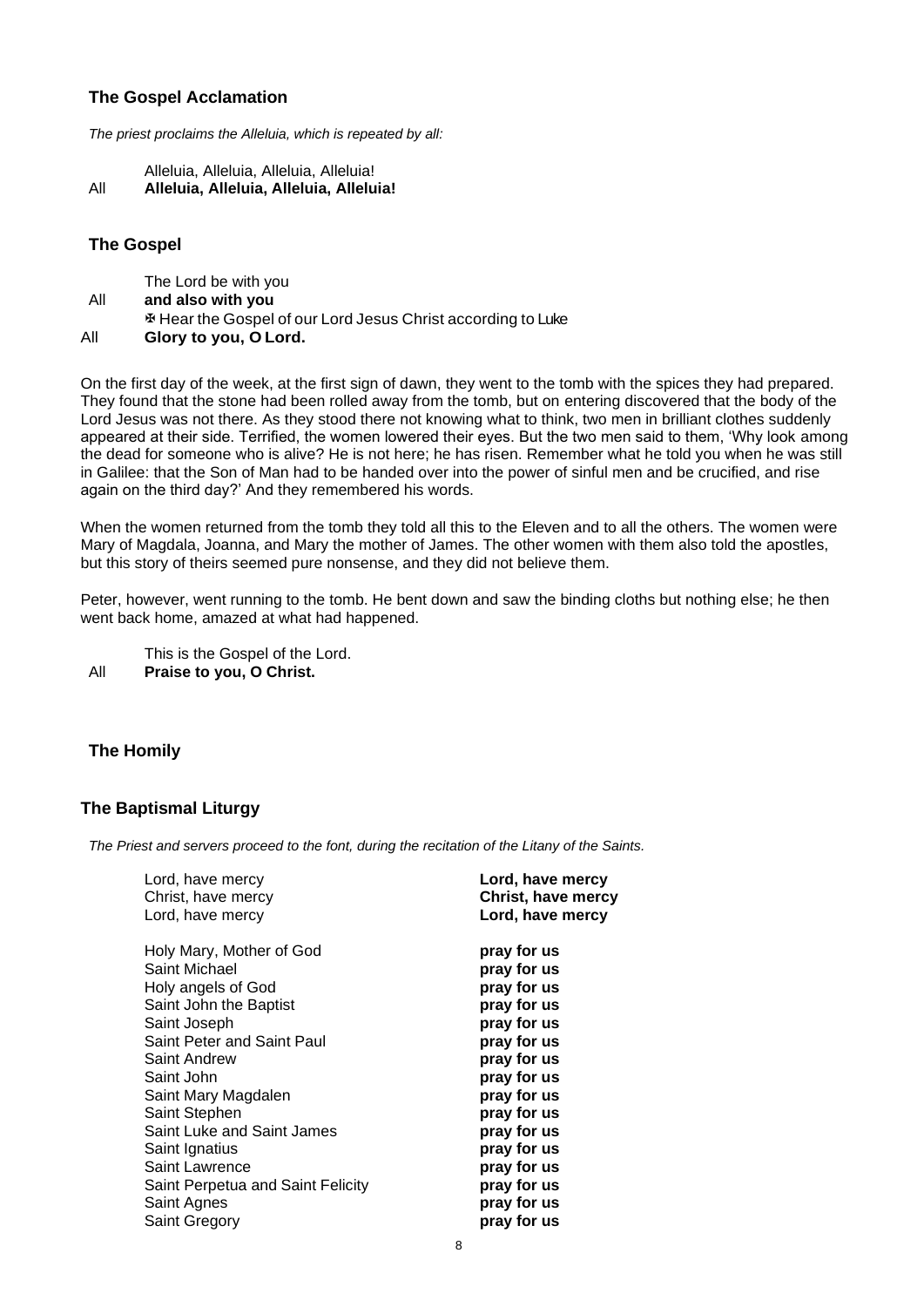## The Gospel Acclamation

*The priest proclaims the Alleluia, which is repeated by all:*

Alleluia, Alleluia, Alleluia, Alleluia!
All **Alleluia, Alleluia, Alleluia, Alleluia!**

## The Gospel

The Lord be with you
All **and also with you**
✠ Hear the Gospel of our Lord Jesus Christ according to Luke
All **Glory to you, O Lord.**

On the first day of the week, at the first sign of dawn, they went to the tomb with the spices they had prepared. They found that the stone had been rolled away from the tomb, but on entering discovered that the body of the Lord Jesus was not there. As they stood there not knowing what to think, two men in brilliant clothes suddenly appeared at their side. Terrified, the women lowered their eyes. But the two men said to them, 'Why look among the dead for someone who is alive? He is not here; he has risen. Remember what he told you when he was still in Galilee: that the Son of Man had to be handed over into the power of sinful men and be crucified, and rise again on the third day?' And they remembered his words.

When the women returned from the tomb they told all this to the Eleven and to all the others. The women were Mary of Magdala, Joanna, and Mary the mother of James. The other women with them also told the apostles, but this story of theirs seemed pure nonsense, and they did not believe them.

Peter, however, went running to the tomb. He bent down and saw the binding cloths but nothing else; he then went back home, amazed at what had happened.

This is the Gospel of the Lord.
All **Praise to you, O Christ.**

## The Homily

## The Baptismal Liturgy

*The Priest and servers proceed to the font, during the recitation of the Litany of the Saints.*

| | |
|---|---|
| Lord, have mercy | **Lord, have mercy** |
| Christ, have mercy | **Christ, have mercy** |
| Lord, have mercy | **Lord, have mercy** |
| | |
| Holy Mary, Mother of God | **pray for us** |
| Saint Michael | **pray for us** |
| Holy angels of God | **pray for us** |
| Saint John the Baptist | **pray for us** |
| Saint Joseph | **pray for us** |
| Saint Peter and Saint Paul | **pray for us** |
| Saint Andrew | **pray for us** |
| Saint John | **pray for us** |
| Saint Mary Magdalen | **pray for us** |
| Saint Stephen | **pray for us** |
| Saint Luke and Saint James | **pray for us** |
| Saint Ignatius | **pray for us** |
| Saint Lawrence | **pray for us** |
| Saint Perpetua and Saint Felicity | **pray for us** |
| Saint Agnes | **pray for us** |
| Saint Gregory | **pray for us** |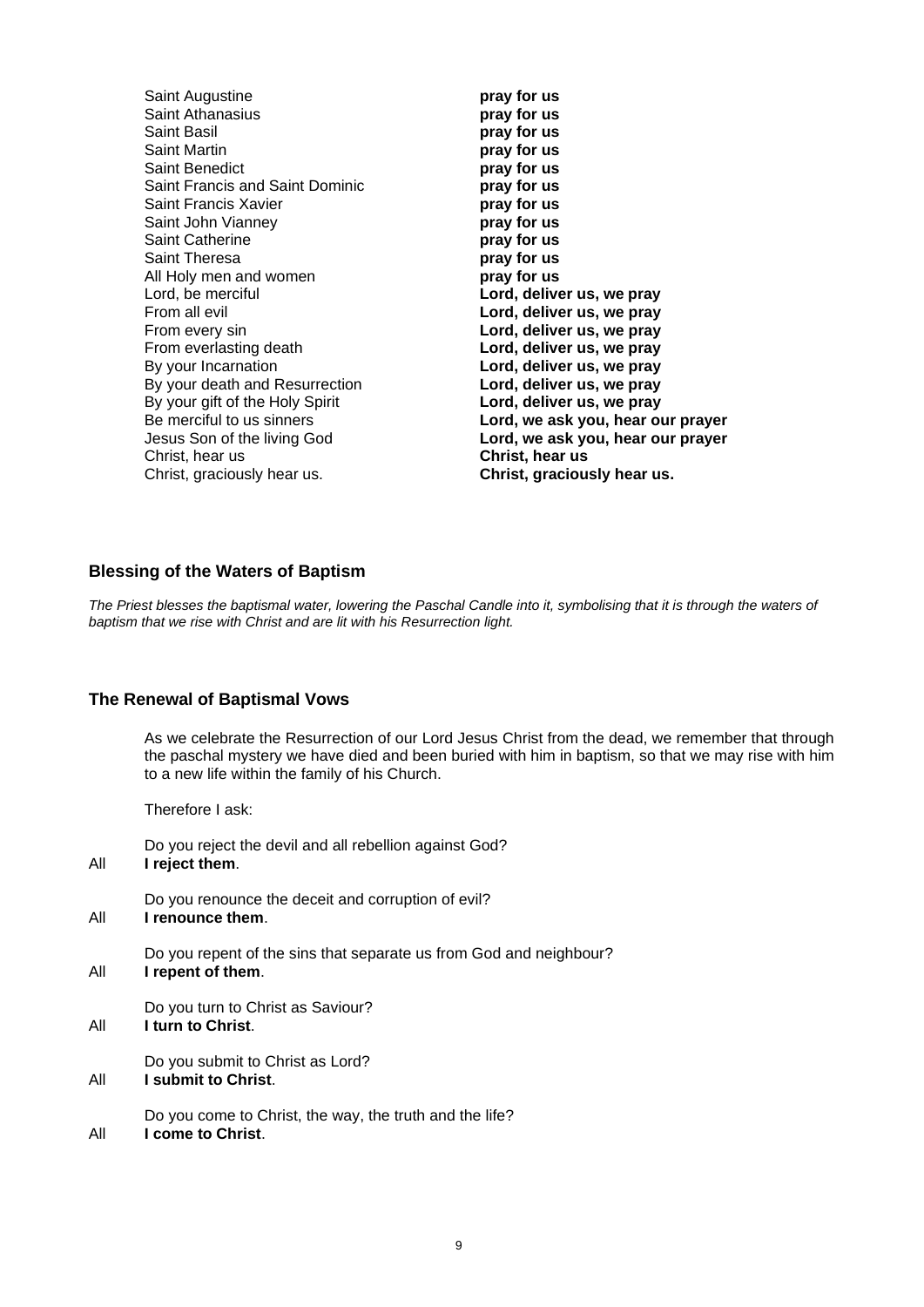| | |
|---|---|
| Saint Augustine | **pray for us** |
| Saint Athanasius | **pray for us** |
| Saint Basil | **pray for us** |
| Saint Martin | **pray for us** |
| Saint Benedict | **pray for us** |
| Saint Francis and Saint Dominic | **pray for us** |
| Saint Francis Xavier | **pray for us** |
| Saint John Vianney | **pray for us** |
| Saint Catherine | **pray for us** |
| Saint Theresa | **pray for us** |
| All Holy men and women | **pray for us** |
| Lord, be merciful | **Lord, deliver us, we pray** |
| From all evil | **Lord, deliver us, we pray** |
| From every sin | **Lord, deliver us, we pray** |
| From everlasting death | **Lord, deliver us, we pray** |
| By your Incarnation | **Lord, deliver us, we pray** |
| By your death and Resurrection | **Lord, deliver us, we pray** |
| By your gift of the Holy Spirit | **Lord, deliver us, we pray** |
| Be merciful to us sinners | **Lord, we ask you, hear our prayer** |
| Jesus Son of the living God | **Lord, we ask you, hear our prayer** |
| Christ, hear us | **Christ, hear us** |
| Christ, graciously hear us. | **Christ, graciously hear us.** |

### Blessing of the Waters of Baptism

*The Priest blesses the baptismal water, lowering the Paschal Candle into it, symbolising that it is through the waters of baptism that we rise with Christ and are lit with his Resurrection light.*

### The Renewal of Baptismal Vows

As we celebrate the Resurrection of our Lord Jesus Christ from the dead, we remember that through the paschal mystery we have died and been buried with him in baptism, so that we may rise with him to a new life within the family of his Church.

Therefore I ask:

Do you reject the devil and all rebellion against God?

All **I reject them**.

Do you renounce the deceit and corruption of evil?

All **I renounce them**.

Do you repent of the sins that separate us from God and neighbour?

All **I repent of them**.

Do you turn to Christ as Saviour?

All **I turn to Christ**.

Do you submit to Christ as Lord?

All **I submit to Christ**.

Do you come to Christ, the way, the truth and the life?

All **I come to Christ**.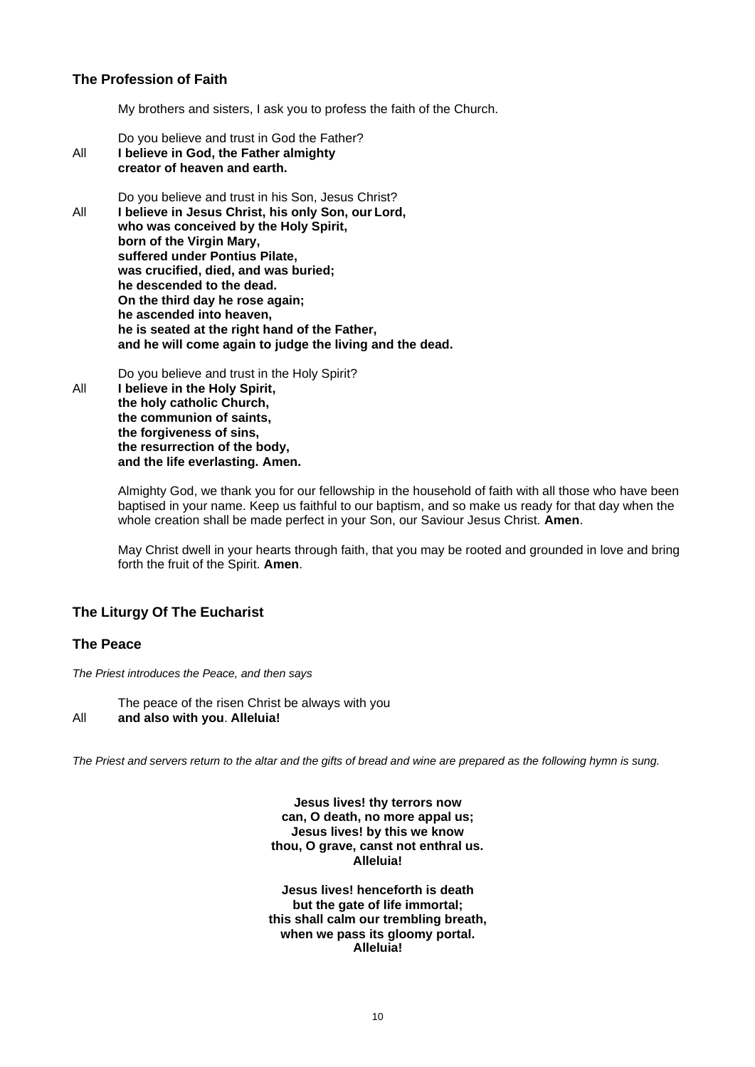## The Profession of Faith

My brothers and sisters, I ask you to profess the faith of the Church.

Do you believe and trust in God the Father?

All **I believe in God, the Father almighty
creator of heaven and earth.**

Do you believe and trust in his Son, Jesus Christ?

All **I believe in Jesus Christ, his only Son, our Lord,
who was conceived by the Holy Spirit,
born of the Virgin Mary,
suffered under Pontius Pilate,
was crucified, died, and was buried;
he descended to the dead.
On the third day he rose again;
he ascended into heaven,
he is seated at the right hand of the Father,
and he will come again to judge the living and the dead.**

Do you believe and trust in the Holy Spirit?

All **I believe in the Holy Spirit,
the holy catholic Church,
the communion of saints,
the forgiveness of sins,
the resurrection of the body,
and the life everlasting. Amen.**

Almighty God, we thank you for our fellowship in the household of faith with all those who have been baptised in your name. Keep us faithful to our baptism, and so make us ready for that day when the whole creation shall be made perfect in your Son, our Saviour Jesus Christ. **Amen**.

May Christ dwell in your hearts through faith, that you may be rooted and grounded in love and bring forth the fruit of the Spirit. **Amen**.

## The Liturgy Of The Eucharist

## The Peace

*The Priest introduces the Peace, and then says*

The peace of the risen Christ be always with you

All **and also with you**. **Alleluia!**

*The Priest and servers return to the altar and the gifts of bread and wine are prepared as the following hymn is sung.*

**Jesus lives! thy terrors now
can, O death, no more appal us;
Jesus lives! by this we know
thou, O grave, canst not enthral us.
Alleluia!**

**Jesus lives! henceforth is death
but the gate of life immortal;
this shall calm our trembling breath,
when we pass its gloomy portal.
Alleluia!**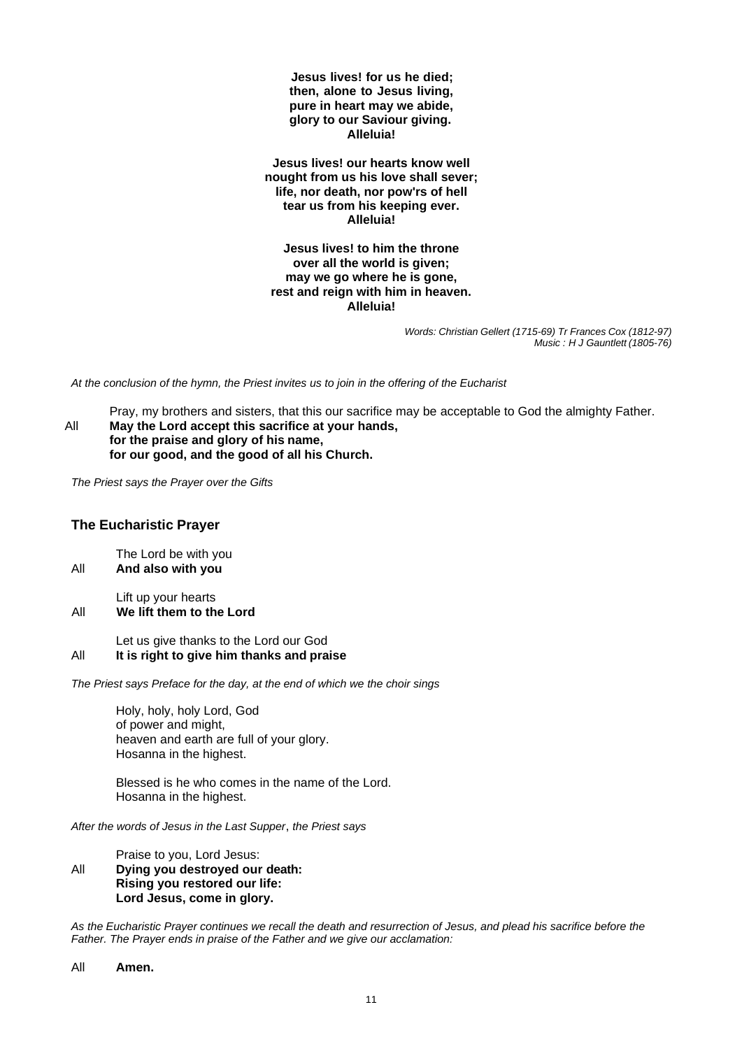**Jesus lives! for us he died;**
**then, alone to Jesus living,**
**pure in heart may we abide,**
**glory to our Saviour giving.**
**Alleluia!**

**Jesus lives! our hearts know well**
**nought from us his love shall sever;**
**life, nor death, nor pow'rs of hell**
**tear us from his keeping ever.**
**Alleluia!**

**Jesus lives! to him the throne**
**over all the world is given;**
**may we go where he is gone,**
**rest and reign with him in heaven.**
**Alleluia!**

*Words: Christian Gellert (1715-69) Tr Frances Cox (1812-97)*
*Music : H J Gauntlett (1805-76)*

*At the conclusion of the hymn, the Priest invites us to join in the offering of the Eucharist*

Pray, my brothers and sisters, that this our sacrifice may be acceptable to God the almighty Father.

All **May the Lord accept this sacrifice at your hands,**
**for the praise and glory of his name,**
**for our good, and the good of all his Church.**

*The Priest says the Prayer over the Gifts*

## The Eucharistic Prayer

The Lord be with you

All **And also with you**

Lift up your hearts

All **We lift them to the Lord**

Let us give thanks to the Lord our God

All **It is right to give him thanks and praise**

*The Priest says Preface for the day, at the end of which we the choir sings*

Holy, holy, holy Lord, God
of power and might,
heaven and earth are full of your glory.
Hosanna in the highest.

Blessed is he who comes in the name of the Lord.
Hosanna in the highest.

*After the words of Jesus in the Last Supper, the Priest says*

Praise to you, Lord Jesus:

All **Dying you destroyed our death:**
**Rising you restored our life:**
**Lord Jesus, come in glory.**

*As the Eucharistic Prayer continues we recall the death and resurrection of Jesus, and plead his sacrifice before the Father. The Prayer ends in praise of the Father and we give our acclamation:*

All **Amen.**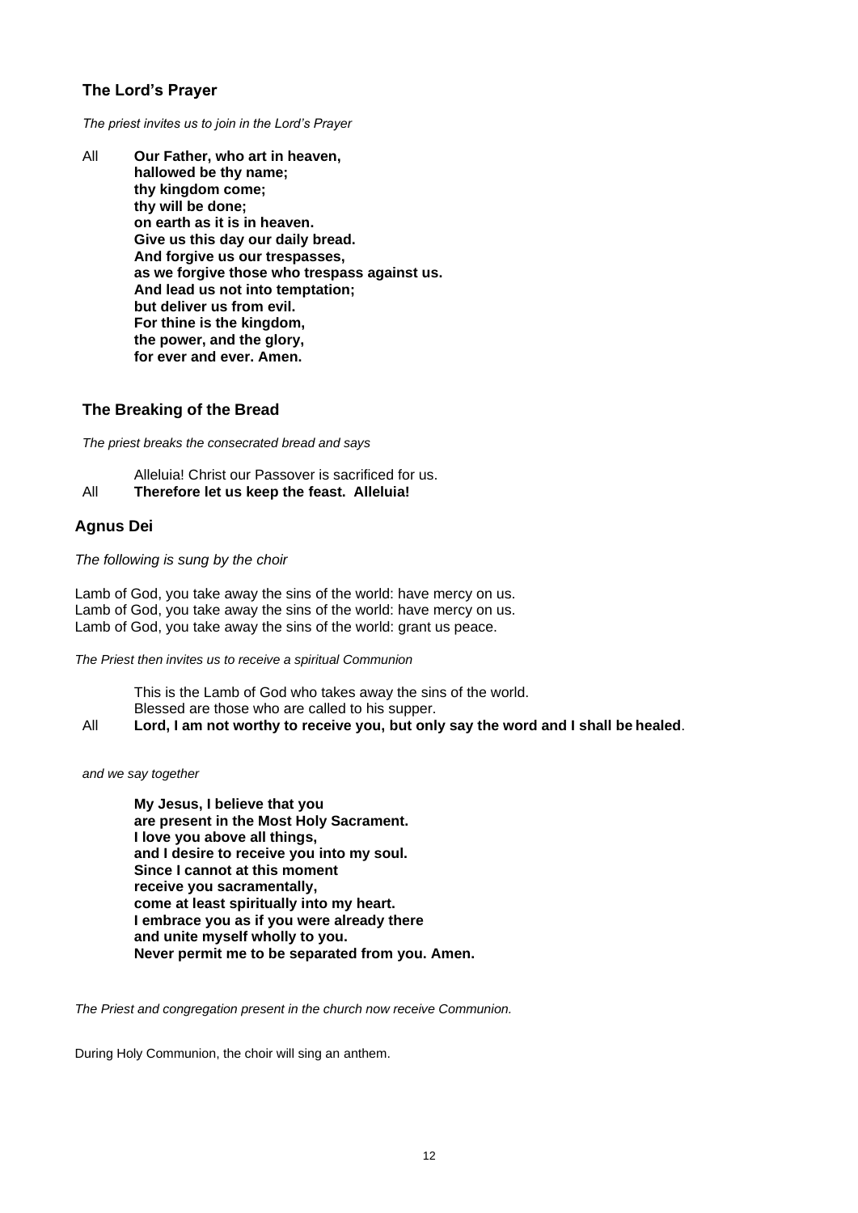## The Lord's Prayer

*The priest invites us to join in the Lord's Prayer*

All **Our Father, who art in heaven,**
**hallowed be thy name;**
**thy kingdom come;**
**thy will be done;**
**on earth as it is in heaven.**
**Give us this day our daily bread.**
**And forgive us our trespasses,**
**as we forgive those who trespass against us.**
**And lead us not into temptation;**
**but deliver us from evil.**
**For thine is the kingdom,**
**the power, and the glory,**
**for ever and ever. Amen.**

## The Breaking of the Bread

*The priest breaks the consecrated bread and says*

Alleluia! Christ our Passover is sacrificed for us.
All **Therefore let us keep the feast. Alleluia!**

## Agnus Dei

*The following is sung by the choir*

Lamb of God, you take away the sins of the world: have mercy on us.
Lamb of God, you take away the sins of the world: have mercy on us.
Lamb of God, you take away the sins of the world: grant us peace.

*The Priest then invites us to receive a spiritual Communion*

This is the Lamb of God who takes away the sins of the world.
Blessed are those who are called to his supper.
All **Lord, I am not worthy to receive you, but only say the word and I shall be healed**.

*and we say together*

**My Jesus, I believe that you**
**are present in the Most Holy Sacrament.**
**I love you above all things,**
**and I desire to receive you into my soul.**
**Since I cannot at this moment**
**receive you sacramentally,**
**come at least spiritually into my heart.**
**I embrace you as if you were already there**
**and unite myself wholly to you.**
**Never permit me to be separated from you. Amen.**

*The Priest and congregation present in the church now receive Communion.*

During Holy Communion, the choir will sing an anthem.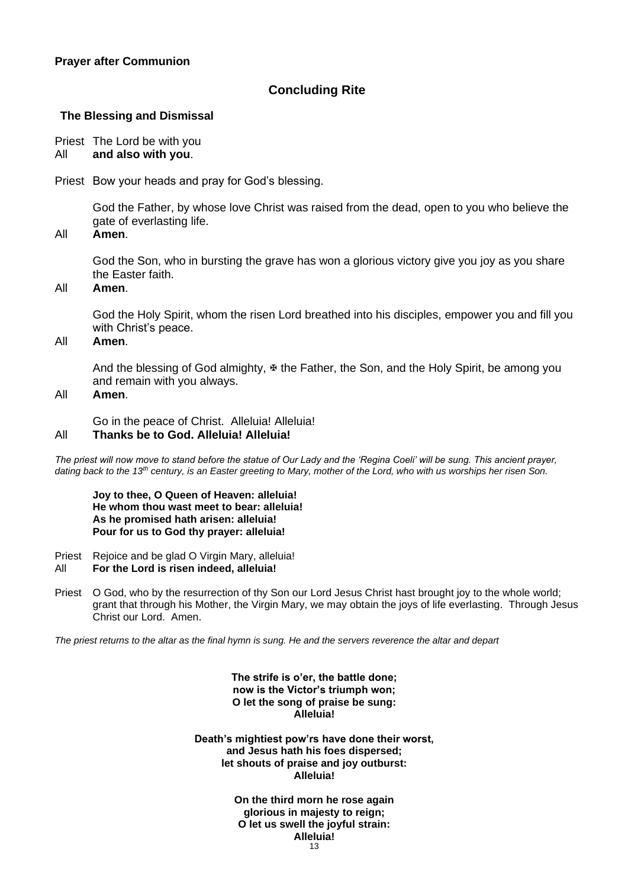**Prayer after Communion**

## Concluding Rite

### The Blessing and Dismissal

Priest The Lord be with you
All **and also with you**.

Priest Bow your heads and pray for God's blessing.

God the Father, by whose love Christ was raised from the dead, open to you who believe the gate of everlasting life.
All **Amen**.

God the Son, who in bursting the grave has won a glorious victory give you joy as you share the Easter faith.
All **Amen**.

God the Holy Spirit, whom the risen Lord breathed into his disciples, empower you and fill you with Christ's peace.
All **Amen**.

And the blessing of God almighty, ✠ the Father, the Son, and the Holy Spirit, be among you and remain with you always.
All **Amen**.

Go in the peace of Christ. Alleluia! Alleluia!
All **Thanks be to God. Alleluia! Alleluia!**

*The priest will now move to stand before the statue of Our Lady and the 'Regina Coeli' will be sung. This ancient prayer, dating back to the 13th century, is an Easter greeting to Mary, mother of the Lord, who with us worships her risen Son.*

**Joy to thee, O Queen of Heaven: alleluia!**
**He whom thou wast meet to bear: alleluia!**
**As he promised hath arisen: alleluia!**
**Pour for us to God thy prayer: alleluia!**

Priest Rejoice and be glad O Virgin Mary, alleluia!
All **For the Lord is risen indeed, alleluia!**

Priest O God, who by the resurrection of thy Son our Lord Jesus Christ hast brought joy to the whole world; grant that through his Mother, the Virgin Mary, we may obtain the joys of life everlasting. Through Jesus Christ our Lord. Amen.

*The priest returns to the altar as the final hymn is sung. He and the servers reverence the altar and depart*

**The strife is o'er, the battle done;**
**now is the Victor's triumph won;**
**O let the song of praise be sung:**
**Alleluia!**

**Death's mightiest pow'rs have done their worst,**
**and Jesus hath his foes dispersed;**
**let shouts of praise and joy outburst:**
**Alleluia!**

**On the third morn he rose again**
**glorious in majesty to reign;**
**O let us swell the joyful strain:**
**Alleluia!**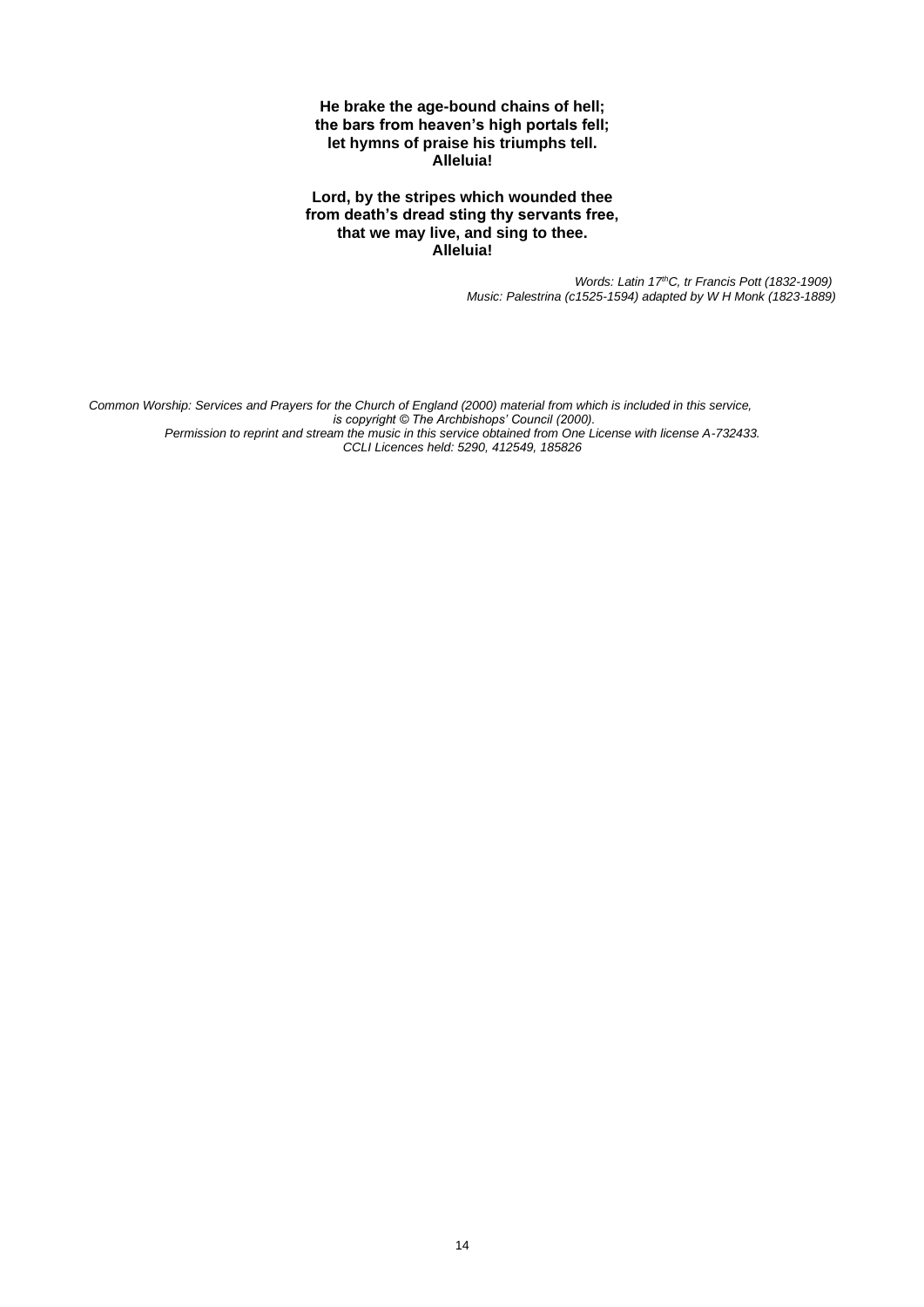**He brake the age-bound chains of hell;**
**the bars from heaven's high portals fell;**
**let hymns of praise his triumphs tell.**
**Alleluia!**

**Lord, by the stripes which wounded thee**
**from death's dread sting thy servants free,**
**that we may live, and sing to thee.**
**Alleluia!**

*Words: Latin 17thC, tr Francis Pott (1832-1909)*
*Music: Palestrina (c1525-1594) adapted by W H Monk (1823-1889)*

*Common Worship: Services and Prayers for the Church of England (2000) material from which is included in this service, is copyright © The Archbishops' Council (2000).*
*Permission to reprint and stream the music in this service obtained from One License with license A-732433.*
*CCLI Licences held: 5290, 412549, 185826*